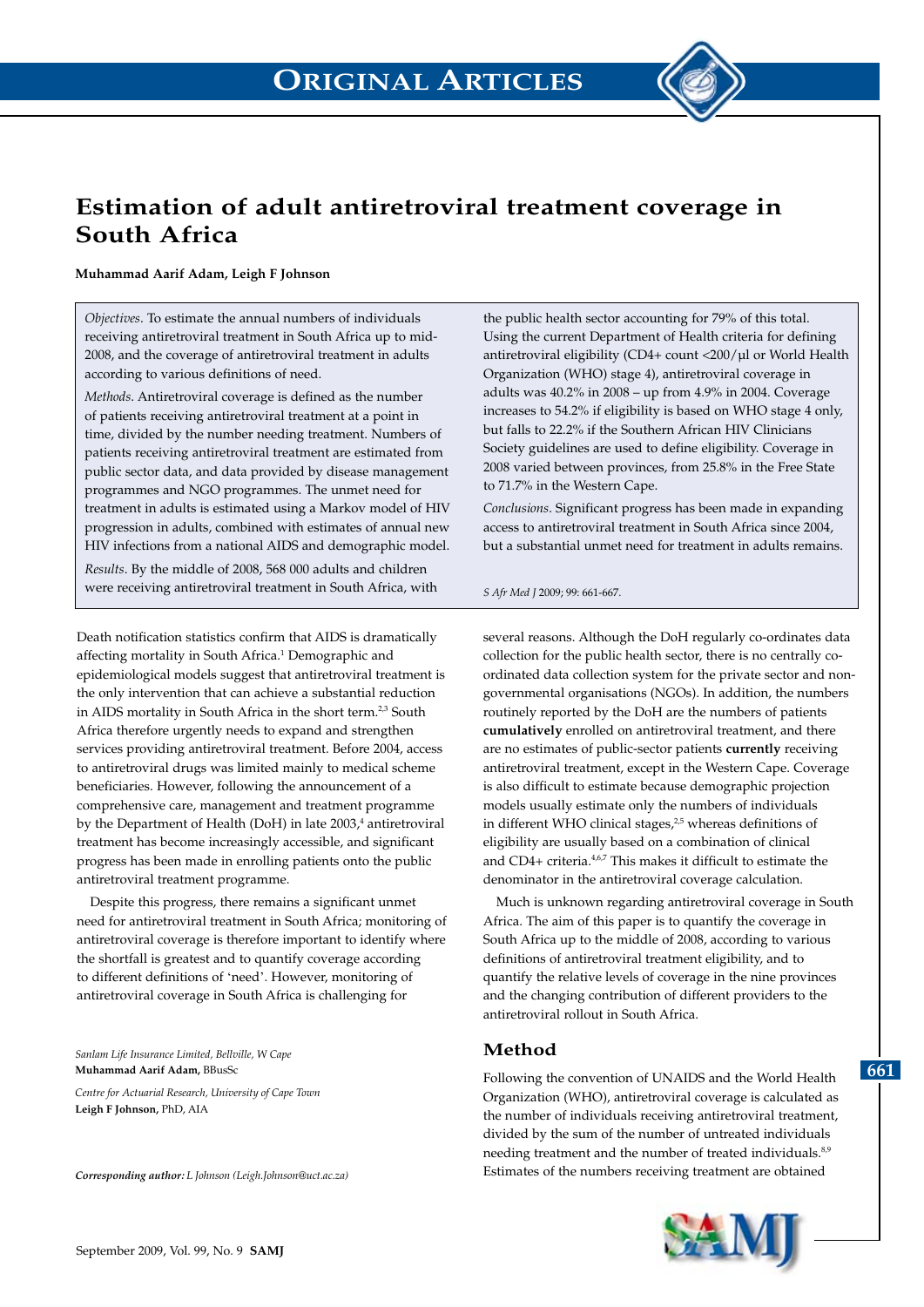# Estimation of adult antiretroviral treatment coverage in South Africa

**Muhammad Aarif Adam, Leigh F Johnson**

*Objectives.* To estimate the annual numbers of individuals receiving antiretroviral treatment in South Africa up to mid-2008, and the coverage of antiretroviral treatment in adults according to various definitions of need.

*Methods.* Antiretroviral coverage is defined as the number of patients receiving antiretroviral treatment at a point in time, divided by the number needing treatment. Numbers of patients receiving antiretroviral treatment are estimated from public sector data, and data provided by disease management programmes and NGO programmes. The unmet need for treatment in adults is estimated using a Markov model of HIV progression in adults, combined with estimates of annual new HIV infections from a national AIDS and demographic model.

*Results.* By the middle of 2008, 568 000 adults and children were receiving antiretroviral treatment in South Africa, with the public health sector accounting for 79% of this total. Using the current Department of Health criteria for defining antiretroviral eligibility (CD4+ count <200/μl or World Health Organization (WHO) stage 4), antiretroviral coverage in adults was 40.2% in 2008 – up from 4.9% in 2004. Coverage increases to 54.2% if eligibility is based on WHO stage 4 only, but falls to 22.2% if the Southern African HIV Clinicians Society guidelines are used to define eligibility. Coverage in 2008 varied between provinces, from 25.8% in the Free State to 71.7% in the Western Cape.

*Conclusions.* Significant progress has been made in expanding access to antiretroviral treatment in South Africa since 2004, but a substantial unmet need for treatment in adults remains.

*S Afr Med J* 2009; 99: 661-667.

Death notification statistics confirm that AIDS is dramatically affecting mortality in South Africa.[1] Demographic and epidemiological models suggest that antiretroviral treatment is the only intervention that can achieve a substantial reduction in AIDS mortality in South Africa in the short term.[2,3] South Africa therefore urgently needs to expand and strengthen services providing antiretroviral treatment. Before 2004, access to antiretroviral drugs was limited mainly to medical scheme beneficiaries. However, following the announcement of a comprehensive care, management and treatment programme by the Department of Health (DoH) in late 2003,[4] antiretroviral treatment has become increasingly accessible, and significant progress has been made in enrolling patients onto the public antiretroviral treatment programme.

Despite this progress, there remains a significant unmet need for antiretroviral treatment in South Africa; monitoring of antiretroviral coverage is therefore important to identify where the shortfall is greatest and to quantify coverage according to different definitions of 'need'. However, monitoring of antiretroviral coverage in South Africa is challenging for several reasons. Although the DoH regularly co-ordinates data collection for the public health sector, there is no centrally co-ordinated data collection system for the private sector and non-governmental organisations (NGOs). In addition, the numbers routinely reported by the DoH are the numbers of patients **cumulatively** enrolled on antiretroviral treatment, and there are no estimates of public-sector patients **currently** receiving antiretroviral treatment, except in the Western Cape. Coverage is also difficult to estimate because demographic projection models usually estimate only the numbers of individuals in different WHO clinical stages,[2,5] whereas definitions of eligibility are usually based on a combination of clinical and CD4+ criteria.[4,6,7] This makes it difficult to estimate the denominator in the antiretroviral coverage calculation.

Much is unknown regarding antiretroviral coverage in South Africa. The aim of this paper is to quantify the coverage in South Africa up to the middle of 2008, according to various definitions of antiretroviral treatment eligibility, and to quantify the relative levels of coverage in the nine provinces and the changing contribution of different providers to the antiretroviral rollout in South Africa.

*Sanlam Life Insurance Limited, Bellville, W Cape*
**Muhammad Aarif Adam,** BBusSc

*Centre for Actuarial Research, University of Cape Town*
**Leigh F Johnson,** PhD, AIA

***Corresponding author:*** *L Johnson (Leigh.Johnson@uct.ac.za)*

## Method

Following the convention of UNAIDS and the World Health Organization (WHO), antiretroviral coverage is calculated as the number of individuals receiving antiretroviral treatment, divided by the sum of the number of untreated individuals needing treatment and the number of treated individuals.[8,9] Estimates of the numbers receiving treatment are obtained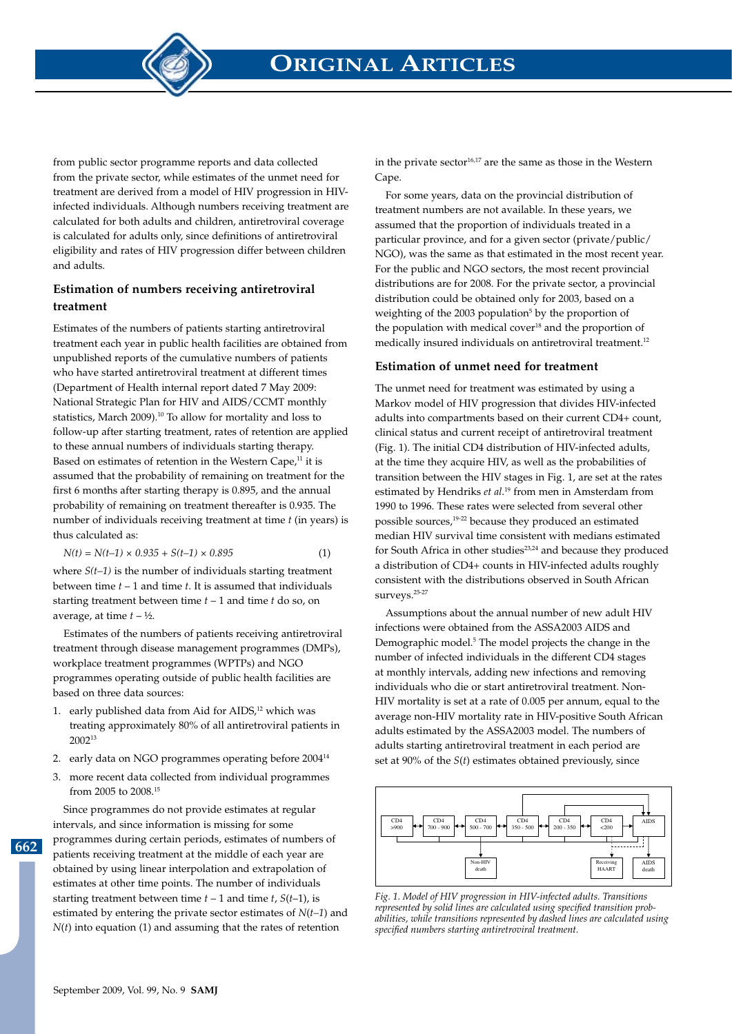from public sector programme reports and data collected from the private sector, while estimates of the unmet need for treatment are derived from a model of HIV progression in HIV-infected individuals. Although numbers receiving treatment are calculated for both adults and children, antiretroviral coverage is calculated for adults only, since definitions of antiretroviral eligibility and rates of HIV progression differ between children and adults.

### Estimation of numbers receiving antiretroviral treatment

Estimates of the numbers of patients starting antiretroviral treatment each year in public health facilities are obtained from unpublished reports of the cumulative numbers of patients who have started antiretroviral treatment at different times (Department of Health internal report dated 7 May 2009: National Strategic Plan for HIV and AIDS/CCMT monthly statistics, March 2009).[10] To allow for mortality and loss to follow-up after starting treatment, rates of retention are applied to these annual numbers of individuals starting therapy. Based on estimates of retention in the Western Cape,[11] it is assumed that the probability of remaining on treatment for the first 6 months after starting therapy is 0.895, and the annual probability of remaining on treatment thereafter is 0.935. The number of individuals receiving treatment at time $t$ (in years) is thus calculated as:

$$N(t) = N(t\text{–}1) \times 0.935 + S(t\text{–}1) \times 0.895 \qquad (1)$$

where $S(t\text{–}1)$ is the number of individuals starting treatment between time $t$ – 1 and time $t$. It is assumed that individuals starting treatment between time $t$ – 1 and time $t$ do so, on average, at time $t$ – ½.

Estimates of the numbers of patients receiving antiretroviral treatment through disease management programmes (DMPs), workplace treatment programmes (WPTPs) and NGO programmes operating outside of public health facilities are based on three data sources:

1. early published data from Aid for AIDS,[12] which was treating approximately 80% of all antiretroviral patients in 2002[13]
2. early data on NGO programmes operating before 2004[14]
3. more recent data collected from individual programmes from 2005 to 2008.[15]

Since programmes do not provide estimates at regular intervals, and since information is missing for some programmes during certain periods, estimates of numbers of patients receiving treatment at the middle of each year are obtained by using linear interpolation and extrapolation of estimates at other time points. The number of individuals starting treatment between time $t$ – 1 and time $t$, $S(t\text{–}1)$, is estimated by entering the private sector estimates of $N(t\text{–}1)$ and $N(t)$ into equation (1) and assuming that the rates of retention in the private sector[16,17] are the same as those in the Western Cape.

For some years, data on the provincial distribution of treatment numbers are not available. In these years, we assumed that the proportion of individuals treated in a particular province, and for a given sector (private/public/NGO), was the same as that estimated in the most recent year. For the public and NGO sectors, the most recent provincial distributions are for 2008. For the private sector, a provincial distribution could be obtained only for 2003, based on a weighting of the 2003 population[5] by the proportion of the population with medical cover[18] and the proportion of medically insured individuals on antiretroviral treatment.[12]

### Estimation of unmet need for treatment

The unmet need for treatment was estimated by using a Markov model of HIV progression that divides HIV-infected adults into compartments based on their current CD4+ count, clinical status and current receipt of antiretroviral treatment (Fig. 1). The initial CD4 distribution of HIV-infected adults, at the time they acquire HIV, as well as the probabilities of transition between the HIV stages in Fig. 1, are set at the rates estimated by Hendriks *et al.*[19] from men in Amsterdam from 1990 to 1996. These rates were selected from several other possible sources,[19-22] because they produced an estimated median HIV survival time consistent with medians estimated for South Africa in other studies[23,24] and because they produced a distribution of CD4+ counts in HIV-infected adults roughly consistent with the distributions observed in South African surveys.[25-27]

Assumptions about the annual number of new adult HIV infections were obtained from the ASSA2003 AIDS and Demographic model.[5] The model projects the change in the number of infected individuals in the different CD4 stages at monthly intervals, adding new infections and removing individuals who die or start antiretroviral treatment. Non-HIV mortality is set at a rate of 0.005 per annum, equal to the average non-HIV mortality rate in HIV-positive South African adults estimated by the ASSA2003 model. The numbers of adults starting antiretroviral treatment in each period are set at 90% of the $S(t)$ estimates obtained previously, since

*Fig. 1. Model of HIV progression in HIV-infected adults. Transitions represented by solid lines are calculated using specified transition probabilities, while transitions represented by dashed lines are calculated using specified numbers starting antiretroviral treatment.*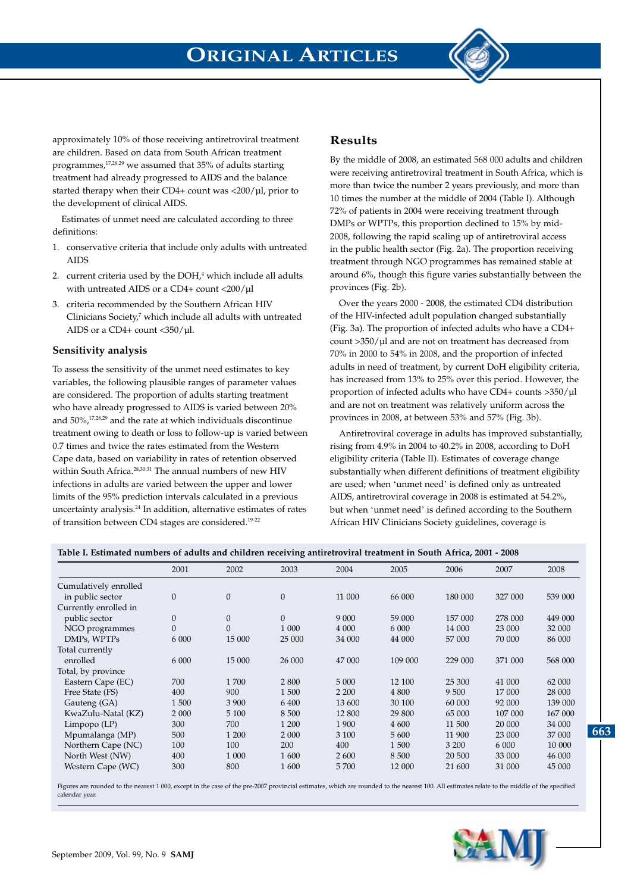approximately 10% of those receiving antiretroviral treatment are children. Based on data from South African treatment programmes,[17,28,29] we assumed that 35% of adults starting treatment had already progressed to AIDS and the balance started therapy when their CD4+ count was <200/µl, prior to the development of clinical AIDS.

Estimates of unmet need are calculated according to three definitions:

1. conservative criteria that include only adults with untreated AIDS
2. current criteria used by the DOH,[4] which include all adults with untreated AIDS or a CD4+ count <200/µl
3. criteria recommended by the Southern African HIV Clinicians Society,[7] which include all adults with untreated AIDS or a CD4+ count <350/µl.

### Sensitivity analysis

To assess the sensitivity of the unmet need estimates to key variables, the following plausible ranges of parameter values are considered. The proportion of adults starting treatment who have already progressed to AIDS is varied between 20% and 50%,[17,28,29] and the rate at which individuals discontinue treatment owing to death or loss to follow-up is varied between 0.7 times and twice the rates estimated from the Western Cape data, based on variability in rates of retention observed within South Africa.[28,30,31] The annual numbers of new HIV infections in adults are varied between the upper and lower limits of the 95% prediction intervals calculated in a previous uncertainty analysis.[24] In addition, alternative estimates of rates of transition between CD4 stages are considered.[19-22]

## Results

By the middle of 2008, an estimated 568 000 adults and children were receiving antiretroviral treatment in South Africa, which is more than twice the number 2 years previously, and more than 10 times the number at the middle of 2004 (Table I). Although 72% of patients in 2004 were receiving treatment through DMPs or WPTPs, this proportion declined to 15% by mid-2008, following the rapid scaling up of antiretroviral access in the public health sector (Fig. 2a). The proportion receiving treatment through NGO programmes has remained stable at around 6%, though this figure varies substantially between the provinces (Fig. 2b).

Over the years 2000 - 2008, the estimated CD4 distribution of the HIV-infected adult population changed substantially (Fig. 3a). The proportion of infected adults who have a CD4+ count >350/µl and are not on treatment has decreased from 70% in 2000 to 54% in 2008, and the proportion of infected adults in need of treatment, by current DoH eligibility criteria, has increased from 13% to 25% over this period. However, the proportion of infected adults who have CD4+ counts >350/µl and are not on treatment was relatively uniform across the provinces in 2008, at between 53% and 57% (Fig. 3b).

Antiretroviral coverage in adults has improved substantially, rising from 4.9% in 2004 to 40.2% in 2008, according to DoH eligibility criteria (Table II). Estimates of coverage change substantially when different definitions of treatment eligibility are used; when 'unmet need' is defined only as untreated AIDS, antiretroviral coverage in 2008 is estimated at 54.2%, but when 'unmet need' is defined according to the Southern African HIV Clinicians Society guidelines, coverage is

**Table I. Estimated numbers of adults and children receiving antiretroviral treatment in South Africa, 2001 - 2008**

| | 2001 | 2002 | 2003 | 2004 | 2005 | 2006 | 2007 | 2008 |
|---|---|---|---|---|---|---|---|---|
| Cumulatively enrolled in public sector | 0 | 0 | 0 | 11 000 | 66 000 | 180 000 | 327 000 | 539 000 |
| Currently enrolled in | | | | | | | | |
| public sector | 0 | 0 | 0 | 9 000 | 59 000 | 157 000 | 278 000 | 449 000 |
| NGO programmes | 0 | 0 | 1 000 | 4 000 | 6 000 | 14 000 | 23 000 | 32 000 |
| DMPs, WPTPs | 6 000 | 15 000 | 25 000 | 34 000 | 44 000 | 57 000 | 70 000 | 86 000 |
| Total currently enrolled | 6 000 | 15 000 | 26 000 | 47 000 | 109 000 | 229 000 | 371 000 | 568 000 |
| Total, by province | | | | | | | | |
| Eastern Cape (EC) | 700 | 1 700 | 2 800 | 5 000 | 12 100 | 25 300 | 41 000 | 62 000 |
| Free State (FS) | 400 | 900 | 1 500 | 2 200 | 4 800 | 9 500 | 17 000 | 28 000 |
| Gauteng (GA) | 1 500 | 3 900 | 6 400 | 13 600 | 30 100 | 60 000 | 92 000 | 139 000 |
| KwaZulu-Natal (KZ) | 2 000 | 5 100 | 8 500 | 12 800 | 29 800 | 65 000 | 107 000 | 167 000 |
| Limpopo (LP) | 300 | 700 | 1 200 | 1 900 | 4 600 | 11 500 | 20 000 | 34 000 |
| Mpumalanga (MP) | 500 | 1 200 | 2 000 | 3 100 | 5 600 | 11 900 | 23 000 | 37 000 |
| Northern Cape (NC) | 100 | 100 | 200 | 400 | 1 500 | 3 200 | 6 000 | 10 000 |
| North West (NW) | 400 | 1 000 | 1 600 | 2 600 | 8 500 | 20 500 | 33 000 | 46 000 |
| Western Cape (WC) | 300 | 800 | 1 600 | 5 700 | 12 000 | 21 600 | 31 000 | 45 000 |

Figures are rounded to the nearest 1 000, except in the case of the pre-2007 provincial estimates, which are rounded to the nearest 100. All estimates relate to the middle of the specified calendar year.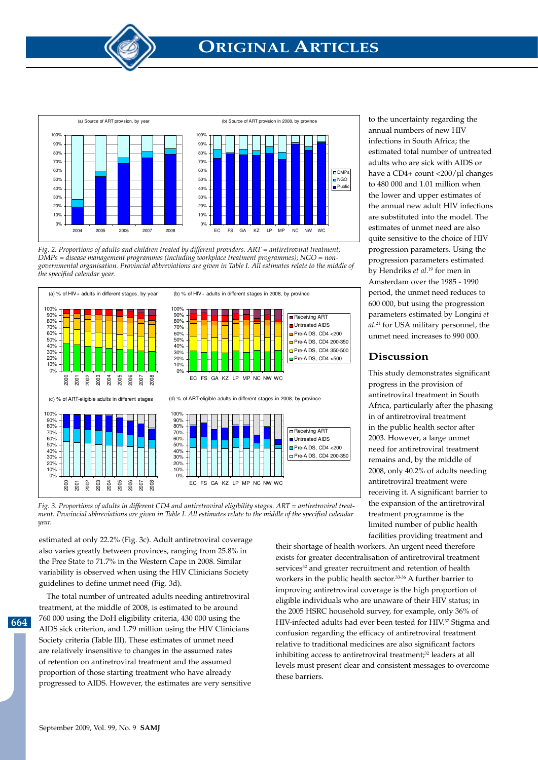Fig. 2. *Proportions of adults and children treated by different providers. ART = antiretroviral treatment; DMPs = disease management programmes (including workplace treatment programmes); NGO = non-governmental organisation. Provincial abbreviations are given in Table I. All estimates relate to the middle of the specified calendar year.*

Fig. 3. *Proportions of adults in different CD4 and antiretroviral eligibility stages. ART = antiretroviral treatment. Provincial abbreviations are given in Table I. All estimates relate to the middle of the specified calendar year.*

estimated at only 22.2% (Fig. 3c). Adult antiretroviral coverage also varies greatly between provinces, ranging from 25.8% in the Free State to 71.7% in the Western Cape in 2008. Similar variability is observed when using the HIV Clinicians Society guidelines to define unmet need (Fig. 3d).

The total number of untreated adults needing antiretroviral treatment, at the middle of 2008, is estimated to be around 760 000 using the DoH eligibility criteria, 430 000 using the AIDS sick criterion, and 1.79 million using the HIV Clinicians Society criteria (Table III). These estimates of unmet need are relatively insensitive to changes in the assumed rates of retention on antiretroviral treatment and the assumed proportion of those starting treatment who have already progressed to AIDS. However, the estimates are very sensitive to the uncertainty regarding the annual numbers of new HIV infections in South Africa; the estimated total number of untreated adults who are sick with AIDS or have a CD4+ count <200/µl changes to 480 000 and 1.01 million when the lower and upper estimates of the annual new adult HIV infections are substituted into the model. The estimates of unmet need are also quite sensitive to the choice of HIV progression parameters. Using the progression parameters estimated by Hendriks *et al.*[19] for men in Amsterdam over the 1985 - 1990 period, the unmet need reduces to 600 000, but using the progression parameters estimated by Longini *et al.*[21] for USA military personnel, the unmet need increases to 990 000.

## Discussion

This study demonstrates significant progress in the provision of antiretroviral treatment in South Africa, particularly after the phasing in of antiretroviral treatment in the public health sector after 2003. However, a large unmet need for antiretroviral treatment remains and, by the middle of 2008, only 40.2% of adults needing antiretroviral treatment were receiving it. A significant barrier to the expansion of the antiretroviral treatment programme is the limited number of public health facilities providing treatment and their shortage of health workers. An urgent need therefore exists for greater decentralisation of antiretroviral treatment services[32] and greater recruitment and retention of health workers in the public health sector.[33-36] A further barrier to improving antiretroviral coverage is the high proportion of eligible individuals who are unaware of their HIV status; in the 2005 HSRC household survey, for example, only 36% of HIV-infected adults had ever been tested for HIV.[37] Stigma and confusion regarding the efficacy of antiretroviral treatment relative to traditional medicines are also significant factors inhibiting access to antiretroviral treatment;[32] leaders at all levels must present clear and consistent messages to overcome these barriers.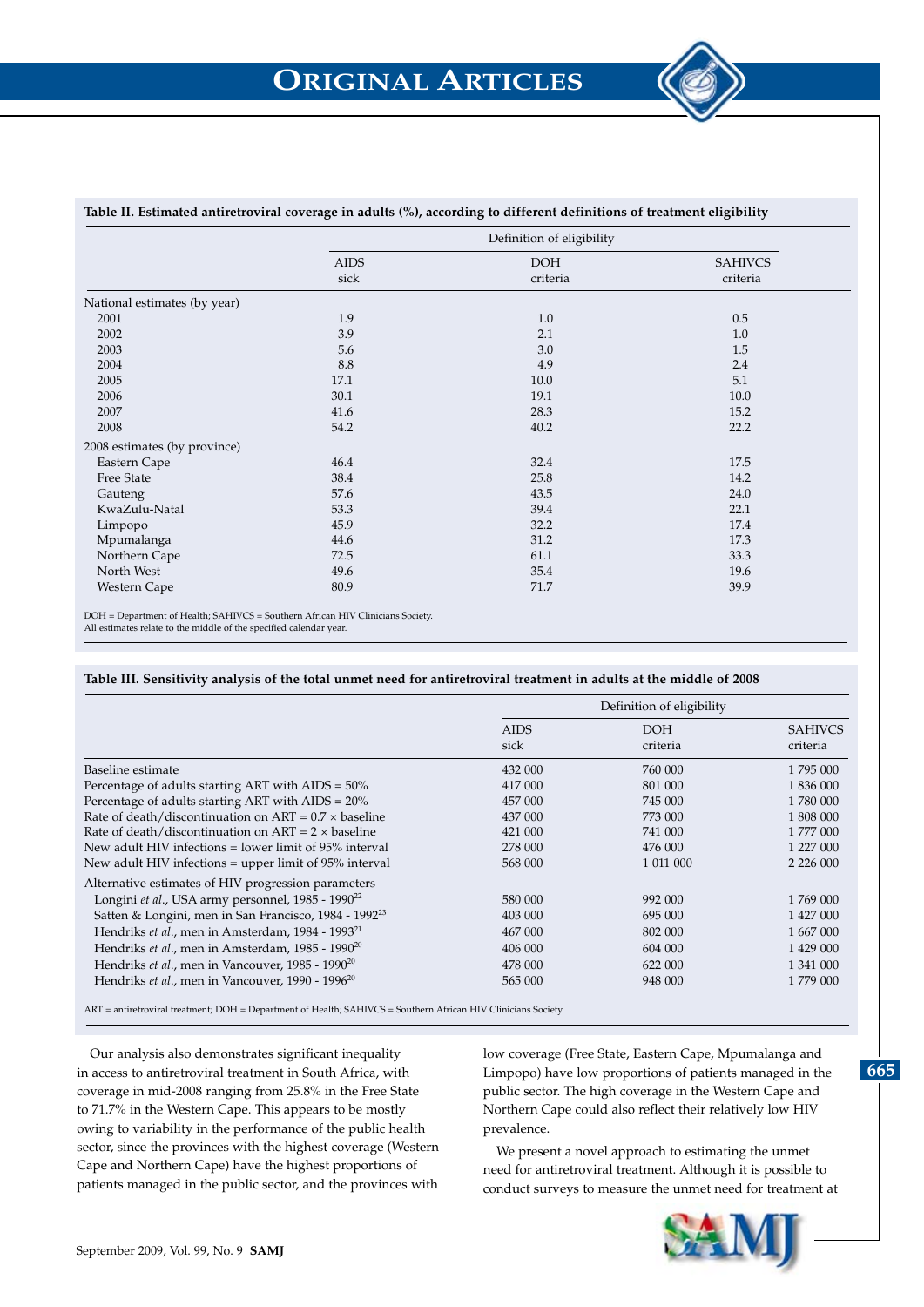**Table II. Estimated antiretroviral coverage in adults (%), according to different definitions of treatment eligibility**

| | Definition of eligibility | | |
|---|---|---|---|
| | AIDS sick | DOH criteria | SAHIVCS criteria |
| **National estimates (by year)** | | | |
| 2001 | 1.9 | 1.0 | 0.5 |
| 2002 | 3.9 | 2.1 | 1.0 |
| 2003 | 5.6 | 3.0 | 1.5 |
| 2004 | 8.8 | 4.9 | 2.4 |
| 2005 | 17.1 | 10.0 | 5.1 |
| 2006 | 30.1 | 19.1 | 10.0 |
| 2007 | 41.6 | 28.3 | 15.2 |
| 2008 | 54.2 | 40.2 | 22.2 |
| **2008 estimates (by province)** | | | |
| Eastern Cape | 46.4 | 32.4 | 17.5 |
| Free State | 38.4 | 25.8 | 14.2 |
| Gauteng | 57.6 | 43.5 | 24.0 |
| KwaZulu-Natal | 53.3 | 39.4 | 22.1 |
| Limpopo | 45.9 | 32.2 | 17.4 |
| Mpumalanga | 44.6 | 31.2 | 17.3 |
| Northern Cape | 72.5 | 61.1 | 33.3 |
| North West | 49.6 | 35.4 | 19.6 |
| Western Cape | 80.9 | 71.7 | 39.9 |

DOH = Department of Health; SAHIVCS = Southern African HIV Clinicians Society.
All estimates relate to the middle of the specified calendar year.

**Table III. Sensitivity analysis of the total unmet need for antiretroviral treatment in adults at the middle of 2008**

| | Definition of eligibility | | |
|---|---|---|---|
| | AIDS sick | DOH criteria | SAHIVCS criteria |
| Baseline estimate | 432 000 | 760 000 | 1 795 000 |
| Percentage of adults starting ART with AIDS = 50% | 417 000 | 801 000 | 1 836 000 |
| Percentage of adults starting ART with AIDS = 20% | 457 000 | 745 000 | 1 780 000 |
| Rate of death/discontinuation on ART = 0.7 × baseline | 437 000 | 773 000 | 1 808 000 |
| Rate of death/discontinuation on ART = 2 × baseline | 421 000 | 741 000 | 1 777 000 |
| New adult HIV infections = lower limit of 95% interval | 278 000 | 476 000 | 1 227 000 |
| New adult HIV infections = upper limit of 95% interval | 568 000 | 1 011 000 | 2 226 000 |
| **Alternative estimates of HIV progression parameters** | | | |
| Longini *et al.*, USA army personnel, 1985 - 1990[22] | 580 000 | 992 000 | 1 769 000 |
| Satten & Longini, men in San Francisco, 1984 - 1992[23] | 403 000 | 695 000 | 1 427 000 |
| Hendriks *et al.*, men in Amsterdam, 1984 - 1993[21] | 467 000 | 802 000 | 1 667 000 |
| Hendriks *et al.*, men in Amsterdam, 1985 - 1990[20] | 406 000 | 604 000 | 1 429 000 |
| Hendriks *et al.*, men in Vancouver, 1985 - 1990[20] | 478 000 | 622 000 | 1 341 000 |
| Hendriks *et al.*, men in Vancouver, 1990 - 1996[20] | 565 000 | 948 000 | 1 779 000 |

ART = antiretroviral treatment; DOH = Department of Health; SAHIVCS = Southern African HIV Clinicians Society.

Our analysis also demonstrates significant inequality in access to antiretroviral treatment in South Africa, with coverage in mid-2008 ranging from 25.8% in the Free State to 71.7% in the Western Cape. This appears to be mostly owing to variability in the performance of the public health sector, since the provinces with the highest coverage (Western Cape and Northern Cape) have the highest proportions of patients managed in the public sector, and the provinces with low coverage (Free State, Eastern Cape, Mpumalanga and Limpopo) have low proportions of patients managed in the public sector. The high coverage in the Western Cape and Northern Cape could also reflect their relatively low HIV prevalence.

We present a novel approach to estimating the unmet need for antiretroviral treatment. Although it is possible to conduct surveys to measure the unmet need for treatment at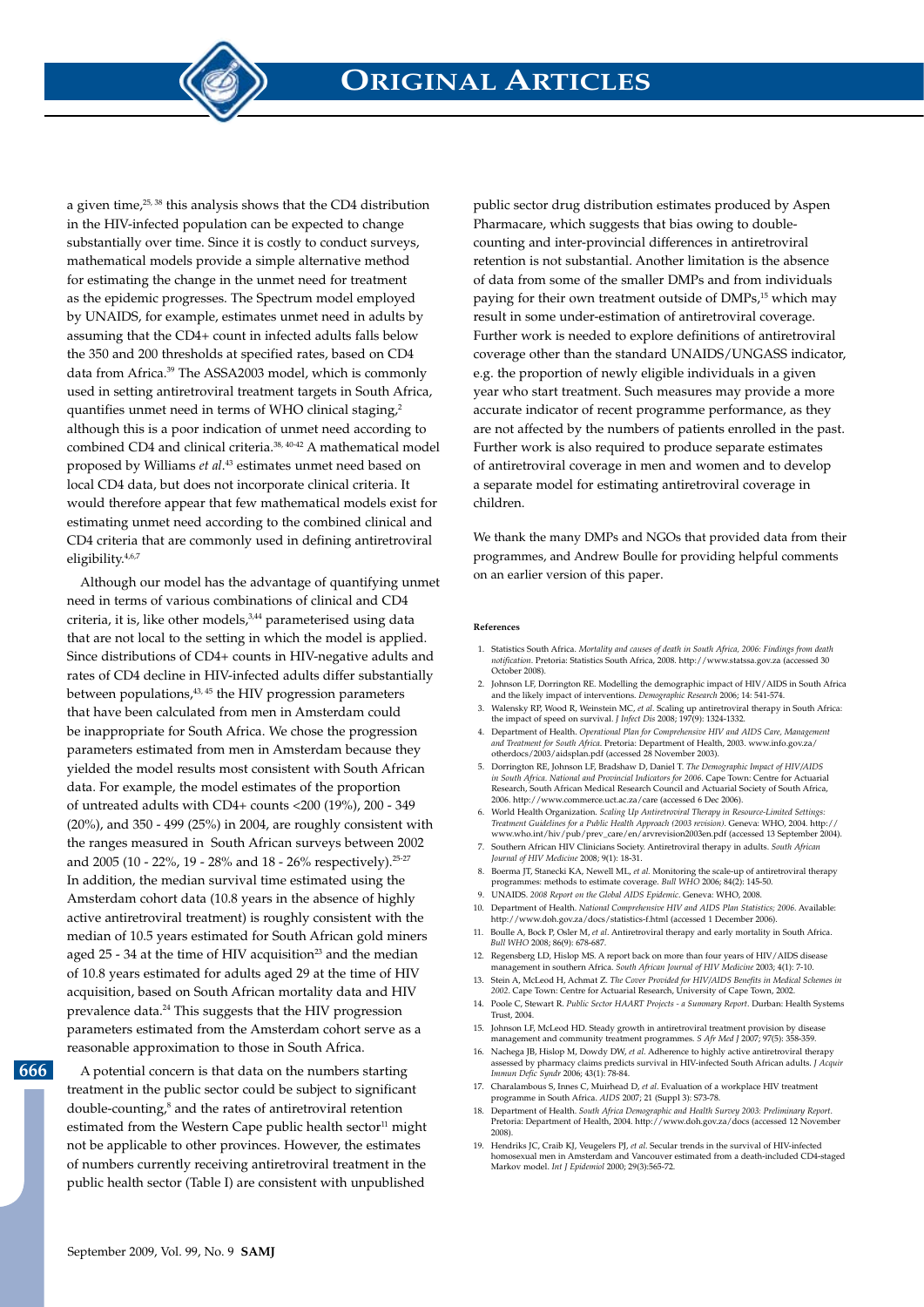a given time,[25, 38] this analysis shows that the CD4 distribution in the HIV-infected population can be expected to change substantially over time. Since it is costly to conduct surveys, mathematical models provide a simple alternative method for estimating the change in the unmet need for treatment as the epidemic progresses. The Spectrum model employed by UNAIDS, for example, estimates unmet need in adults by assuming that the CD4+ count in infected adults falls below the 350 and 200 thresholds at specified rates, based on CD4 data from Africa.[39] The ASSA2003 model, which is commonly used in setting antiretroviral treatment targets in South Africa, quantifies unmet need in terms of WHO clinical staging,[2] although this is a poor indication of unmet need according to combined CD4 and clinical criteria.[38, 40-42] A mathematical model proposed by Williams *et al*.[43] estimates unmet need based on local CD4 data, but does not incorporate clinical criteria. It would therefore appear that few mathematical models exist for estimating unmet need according to the combined clinical and CD4 criteria that are commonly used in defining antiretroviral eligibility.[4,6,7]

Although our model has the advantage of quantifying unmet need in terms of various combinations of clinical and CD4 criteria, it is, like other models,[3,44] parameterised using data that are not local to the setting in which the model is applied. Since distributions of CD4+ counts in HIV-negative adults and rates of CD4 decline in HIV-infected adults differ substantially between populations,[43, 45] the HIV progression parameters that have been calculated from men in Amsterdam could be inappropriate for South Africa. We chose the progression parameters estimated from men in Amsterdam because they yielded the model results most consistent with South African data. For example, the model estimates of the proportion of untreated adults with CD4+ counts <200 (19%), 200 - 349 (20%), and 350 - 499 (25%) in 2004, are roughly consistent with the ranges measured in South African surveys between 2002 and 2005 (10 - 22%, 19 - 28% and 18 - 26% respectively).[25-27] In addition, the median survival time estimated using the Amsterdam cohort data (10.8 years in the absence of highly active antiretroviral treatment) is roughly consistent with the median of 10.5 years estimated for South African gold miners aged 25 - 34 at the time of HIV acquisition[23] and the median of 10.8 years estimated for adults aged 29 at the time of HIV acquisition, based on South African mortality data and HIV prevalence data.[24] This suggests that the HIV progression parameters estimated from the Amsterdam cohort serve as a reasonable approximation to those in South Africa.

A potential concern is that data on the numbers starting treatment in the public sector could be subject to significant double-counting,[8] and the rates of antiretroviral retention estimated from the Western Cape public health sector[11] might not be applicable to other provinces. However, the estimates of numbers currently receiving antiretroviral treatment in the public health sector (Table I) are consistent with unpublished public sector drug distribution estimates produced by Aspen Pharmacare, which suggests that bias owing to double-counting and inter-provincial differences in antiretroviral retention is not substantial. Another limitation is the absence of data from some of the smaller DMPs and from individuals paying for their own treatment outside of DMPs,[15] which may result in some under-estimation of antiretroviral coverage. Further work is needed to explore definitions of antiretroviral coverage other than the standard UNAIDS/UNGASS indicator, e.g. the proportion of newly eligible individuals in a given year who start treatment. Such measures may provide a more accurate indicator of recent programme performance, as they are not affected by the numbers of patients enrolled in the past. Further work is also required to produce separate estimates of antiretroviral coverage in men and women and to develop a separate model for estimating antiretroviral coverage in children.

We thank the many DMPs and NGOs that provided data from their programmes, and Andrew Boulle for providing helpful comments on an earlier version of this paper.

#### References

1. Statistics South Africa. *Mortality and causes of death in South Africa, 2006: Findings from death notification*. Pretoria: Statistics South Africa, 2008. http://www.statssa.gov.za (accessed 30 October 2008).
2. Johnson LF, Dorrington RE. Modelling the demographic impact of HIV/AIDS in South Africa and the likely impact of interventions. *Demographic Research* 2006; 14: 541-574.
3. Walensky RP, Wood R, Weinstein MC, *et al*. Scaling up antiretroviral therapy in South Africa: the impact of speed on survival. *J Infect Dis* 2008; 197(9): 1324-1332.
4. Department of Health. *Operational Plan for Comprehensive HIV and AIDS Care, Management and Treatment for South Africa*. Pretoria: Department of Health, 2003. www.info.gov.za/otherdocs/2003/aidsplan.pdf (accessed 28 November 2003).
5. Dorrington RE, Johnson LF, Bradshaw D, Daniel T. *The Demographic Impact of HIV/AIDS in South Africa. National and Provincial Indicators for 2006*. Cape Town: Centre for Actuarial Research, South African Medical Research Council and Actuarial Society of South Africa, 2006. http://www.commerce.uct.ac.za/care (accessed 6 Dec 2006).
6. World Health Organization. *Scaling Up Antiretroviral Therapy in Resource-Limited Settings: Treatment Guidelines for a Public Health Approach (2003 revision)*. Geneva: WHO, 2004. http://www.who.int/hiv/pub/prev_care/en/arvrevision2003en.pdf (accessed 13 September 2004).
7. Southern African HIV Clinicians Society. Antiretroviral therapy in adults. *South African Journal of HIV Medicine* 2008; 9(1): 18-31.
8. Boerma JT, Stanecki KA, Newell ML, *et al*. Monitoring the scale-up of antiretroviral therapy programmes: methods to estimate coverage. *Bull WHO* 2006; 84(2): 145-50.
9. UNAIDS. *2008 Report on the Global AIDS Epidemic*. Geneva: WHO, 2008.
10. Department of Health. *National Comprehensive HIV and AIDS Plan Statistics; 2006*. Available: http://www.doh.gov.za/docs/statistics-f.html (accessed 1 December 2006).
11. Boulle A, Bock P, Osler M, *et al*. Antiretroviral therapy and early mortality in South Africa. *Bull WHO* 2008; 86(9): 678-687.
12. Regensberg LD, Hislop MS. A report back on more than four years of HIV/AIDS disease management in southern Africa. *South African Journal of HIV Medicine* 2003; 4(1): 7-10.
13. Stein A, McLeod H, Achmat Z. *The Cover Provided for HIV/AIDS Benefits in Medical Schemes in 2002*. Cape Town: Centre for Actuarial Research, University of Cape Town, 2002.
14. Poole C, Stewart R. *Public Sector HAART Projects - a Summary Report*. Durban: Health Systems Trust, 2004.
15. Johnson LF, McLeod HD. Steady growth in antiretroviral treatment provision by disease management and community treatment programmes. *S Afr Med J* 2007; 97(5): 358-359.
16. Nachega JB, Hislop M, Dowdy DW, *et al*. Adherence to highly active antiretroviral therapy assessed by pharmacy claims predicts survival in HIV-infected South African adults. *J Acquir Immun Defic Syndr* 2006; 43(1): 78-84.
17. Charalambous S, Innes C, Muirhead D, *et al*. Evaluation of a workplace HIV treatment programme in South Africa. *AIDS* 2007; 21 (Suppl 3): S73-78.
18. Department of Health. *South Africa Demographic and Health Survey 2003: Preliminary Report*. Pretoria: Department of Health, 2004. http://www.doh.gov.za/docs (accessed 12 November 2008).
19. Hendriks JC, Craib KJ, Veugelers PJ, *et al*. Secular trends in the survival of HIV-infected homosexual men in Amsterdam and Vancouver estimated from a death-included CD4-staged Markov model. *Int J Epidemiol* 2000; 29(3):565-72.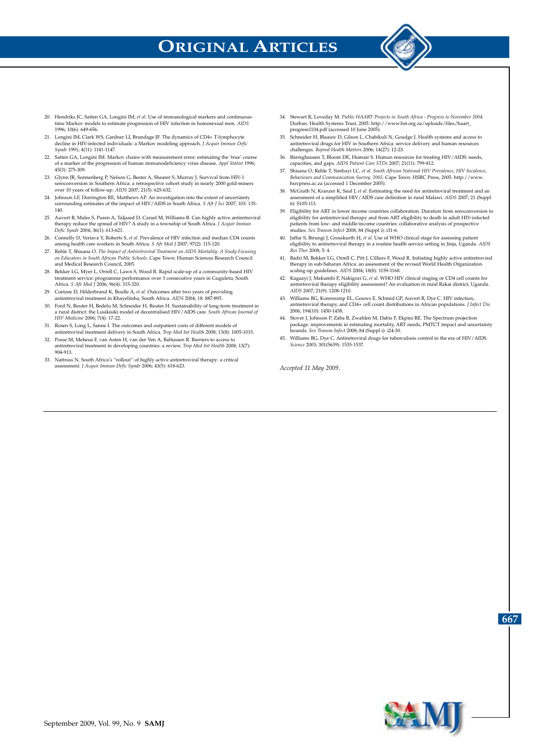20. Hendriks JC, Satten GA, Longini IM, *et al*. Use of immunological markers and continuous-time Markov models to estimate progression of HIV infection in homosexual men. *AIDS* 1996; 10(6): 649-656.
21. Longini IM, Clark WS, Gardner LI, Brundage JF. The dynamics of CD4+ T-lymphocyte decline in HIV-infected individuals: a Markov modeling approach. *J Acquir Immun Defic Syndr* 1991; 4(11): 1141-1147.
22. Satten GA, Longini IM. Markov chains with measurement error: estimating the 'true' course of a marker of the progression of human immunodeficiency virus disease. *Appl Statist* 1996; 45(3): 275-309.
23. Glynn JR, Sonnenberg P, Nelson G, Bester A, Shearer S, Murray J. Survival from HIV-1 seroconversion in Southern Africa: a retrospective cohort study in nearly 2000 gold-miners over 10 years of follow-up. *AIDS* 2007; 21(5): 625-632.
24. Johnson LF, Dorrington RE, Matthews AP. An investigation into the extent of uncertainty surrounding estimates of the impact of HIV/AIDS in South Africa. *S Afr J Sci* 2007; 103: 135-140.
25. Auvert B, Males S, Puren A, Taljaard D, Carael M, Williams B. Can highly active antiretroviral therapy reduce the spread of HIV? A study in a township of South Africa. *J Acquir Immun Defic Syndr* 2004; 36(1): 613-621.
26. Connelly D, Veriava Y, Roberts S, *et al*. Prevalence of HIV infection and median CD4 counts among health care workers in South Africa. *S Afr Med J* 2007; 97(2): 115-120.
27. Rehle T, Shisana O. *The Impact of Antiretroviral Treatment on AIDS Mortality: A Study Focusing on Educators in South African Public Schools*. Cape Town: Human Sciences Research Council and Medical Research Council, 2005.
28. Bekker LG, Myer L, Orrell C, Lawn S, Wood R. Rapid scale-up of a community-based HIV treatment service: programme performance over 3 consecutive years in Guguletu, South Africa. *S Afr Med J* 2006; 96(4): 315-320.
29. Coetzee D, Hilderbrand K, Boulle A, *et al*. Outcomes after two years of providing antiretroviral treatment in Khayelitsha, South Africa. *AIDS* 2004; 18: 887-895.
30. Ford N, Reuter H, Bedelu M, Schneider H, Reuter H. Sustainability of long-term treatment in a rural district: the Lusikisiki model of decentralised HIV/AIDS care. *South African Journal of HIV Medicine* 2006; 7(4): 17-22.
31. Rosen S, Long L, Sanne I. The outcomes and outpatient costs of different models of antiretroviral treatment delivery in South Africa. *Trop Med Int Health* 2008; 13(8): 1005-1015.
32. Posse M, Meheus F, van Asten H, van der Ven A, Baltussen R. Barriers to access to antiretroviral treatment in developing countries: a review. *Trop Med Int Health* 2008; 13(7): 904-913.
33. Nattrass N. South Africa's "rollout" of highly active antiretroviral therapy: a critical assessment. *J Acquir Immun Defic Syndr* 2006; 43(5): 618-623.
34. Stewart R, Loveday M. *Public HAART Projects in South Africa - Progress to November 2004.* Durban: Health Systems Trust, 2005. http://www.hst.org.za/uploads/files/haart_progress1104.pdf (accessed 10 June 2005).
35. Schneider H, Blaauw D, Gilson L, Chabikuli N, Goudge J. Health systems and access to antiretroviral drugs for HIV in Southern Africa: service delivery and human resources challenges. *Reprod Health Matters* 2006; 14(27): 12-23.
36. Bärnighausen T, Bloom DE, Humair S. Human resources for treating HIV/AIDS: needs, capacities, and gaps. *AIDS Patient Care STDs* 2007; 21(11): 799-812.
37. Shisana O, Rehle T, Simbayi LC, *et al. South African National HIV Prevalence, HIV Incidence, Behaviours and Communication Survey, 2005.* Cape Town: HSRC Press, 2005. http://www.hsrcpress.ac.za (accessed 1 December 2005).
38. McGrath N, Kranzer K, Saul J, *et al*. Estimating the need for antiretroviral treatment and an assessment of a simplified HIV/AIDS case definition in rural Malawi. *AIDS* 2007; 21 (Suppl 6): S105-113.
39. Eligibility for ART in lower income countries collaboration. Duration from seroconversion to eligibility for antiretroviral therapy and from ART eligibility to death in adult HIV-infected patients from low- and middle-income countries: collaborative analysis of prospective studies. *Sex Transm Infect* 2008; 84 (Suppl i): i31-6.
40. Jaffar S, Birungi J, Grosskurth H, *et al*. Use of WHO clinical stage for assessing patient eligibility to antiretroviral therapy in a routine health service setting in Jinja, Uganda. *AIDS Res Ther* 2008; 5: 4.
41. Badri M, Bekker LG, Orrell C, Pitt J, Cilliers F, Wood R. Initiating highly active antiretroviral therapy in sub-Saharan Africa: an assessment of the revised World Health Organization scaling-up guidelines. *AIDS* 2004; 18(8): 1159-1168.
42. Kagaayi J, Makumbi F, Nakigozi G, *et al*. WHO HIV clinical staging or CD4 cell counts for antiretroviral therapy eligibility assessment? An evaluation in rural Rakai district, Uganda. *AIDS* 2007; 21(9): 1208-1210.
43. Williams BG, Korenromp EL, Gouws E, Schmid GP, Auvert B, Dye C. HIV infection, antiretroviral therapy, and CD4+ cell count distributions in African populations. *J Infect Dis* 2006; 194(10): 1450-1458.
44. Stover J, Johnson P, Zaba B, Zwahlen M, Dabis F, Ekpini RE. The Spectrum projection package: improvements in estimating mortality, ART needs, PMTCT impact and uncertainty bounds. *Sex Transm Infect* 2008; 84 (Suppl i): i24-30.
45. Williams BG, Dye C. Antiretroviral drugs for tuberculosis control in the era of HIV/AIDS. *Science* 2003; 301(5639): 1535-1537.

*Accepted 11 May 2009.*